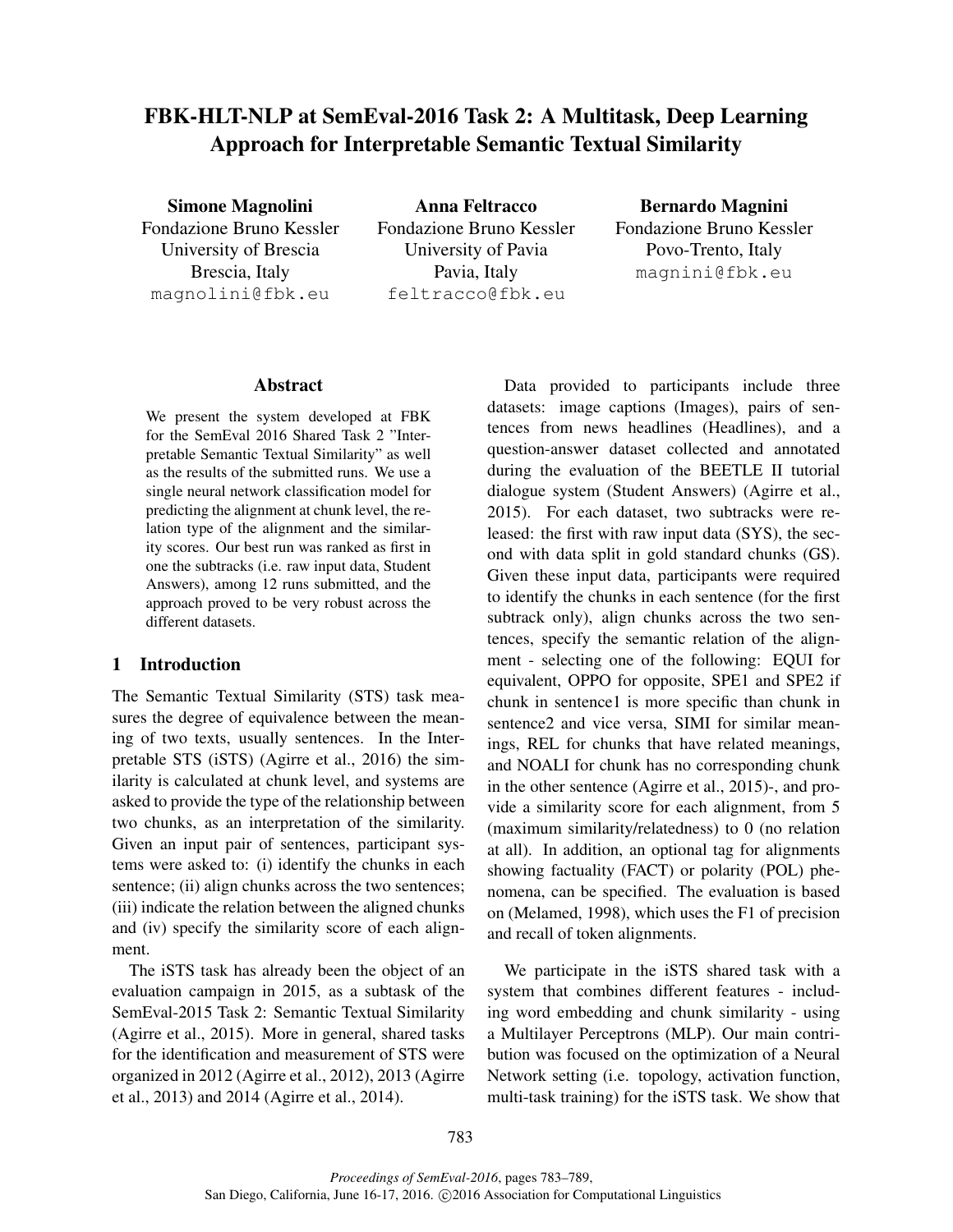# FBK-HLT-NLP at SemEval-2016 Task 2: A Multitask, Deep Learning Approach for Interpretable Semantic Textual Similarity

**Simone Magnolini**
Fondazione Bruno Kessler
University of Brescia
Brescia, Italy
magnolini@fbk.eu

**Anna Feltracco**
Fondazione Bruno Kessler
University of Pavia
Pavia, Italy
feltracco@fbk.eu

**Bernardo Magnini**
Fondazione Bruno Kessler
Povo-Trento, Italy
magnini@fbk.eu

## Abstract

We present the system developed at FBK for the SemEval 2016 Shared Task 2 "Interpretable Semantic Textual Similarity" as well as the results of the submitted runs. We use a single neural network classification model for predicting the alignment at chunk level, the relation type of the alignment and the similarity scores. Our best run was ranked as first in one the subtracks (i.e. raw input data, Student Answers), among 12 runs submitted, and the approach proved to be very robust across the different datasets.

## 1 Introduction

The Semantic Textual Similarity (STS) task measures the degree of equivalence between the meaning of two texts, usually sentences. In the Interpretable STS (iSTS) (Agirre et al., 2016) the similarity is calculated at chunk level, and systems are asked to provide the type of the relationship between two chunks, as an interpretation of the similarity. Given an input pair of sentences, participant systems were asked to: (i) identify the chunks in each sentence; (ii) align chunks across the two sentences; (iii) indicate the relation between the aligned chunks and (iv) specify the similarity score of each alignment.

The iSTS task has already been the object of an evaluation campaign in 2015, as a subtask of the SemEval-2015 Task 2: Semantic Textual Similarity (Agirre et al., 2015). More in general, shared tasks for the identification and measurement of STS were organized in 2012 (Agirre et al., 2012), 2013 (Agirre et al., 2013) and 2014 (Agirre et al., 2014).

Data provided to participants include three datasets: image captions (Images), pairs of sentences from news headlines (Headlines), and a question-answer dataset collected and annotated during the evaluation of the BEETLE II tutorial dialogue system (Student Answers) (Agirre et al., 2015). For each dataset, two subtracks were released: the first with raw input data (SYS), the second with data split in gold standard chunks (GS). Given these input data, participants were required to identify the chunks in each sentence (for the first subtrack only), align chunks across the two sentences, specify the semantic relation of the alignment - selecting one of the following: EQUI for equivalent, OPPO for opposite, SPE1 and SPE2 if chunk in sentence1 is more specific than chunk in sentence2 and vice versa, SIMI for similar meanings, REL for chunks that have related meanings, and NOALI for chunk has no corresponding chunk in the other sentence (Agirre et al., 2015)-, and provide a similarity score for each alignment, from 5 (maximum similarity/relatedness) to 0 (no relation at all). In addition, an optional tag for alignments showing factuality (FACT) or polarity (POL) phenomena, can be specified. The evaluation is based on (Melamed, 1998), which uses the F1 of precision and recall of token alignments.

We participate in the iSTS shared task with a system that combines different features - including word embedding and chunk similarity - using a Multilayer Perceptrons (MLP). Our main contribution was focused on the optimization of a Neural Network setting (i.e. topology, activation function, multi-task training) for the iSTS task. We show that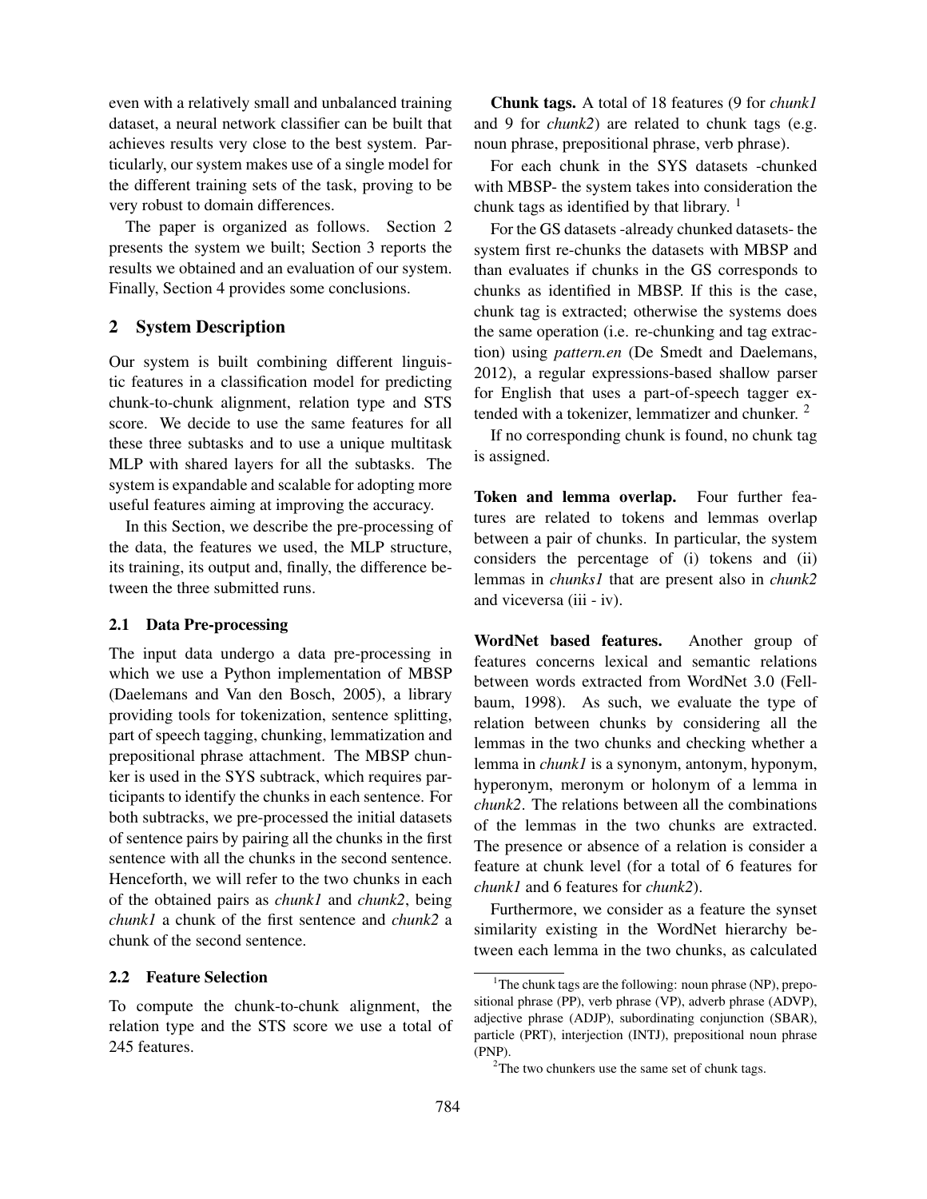even with a relatively small and unbalanced training dataset, a neural network classifier can be built that achieves results very close to the best system. Particularly, our system makes use of a single model for the different training sets of the task, proving to be very robust to domain differences.

The paper is organized as follows. Section 2 presents the system we built; Section 3 reports the results we obtained and an evaluation of our system. Finally, Section 4 provides some conclusions.

## 2 System Description

Our system is built combining different linguistic features in a classification model for predicting chunk-to-chunk alignment, relation type and STS score. We decide to use the same features for all these three subtasks and to use a unique multitask MLP with shared layers for all the subtasks. The system is expandable and scalable for adopting more useful features aiming at improving the accuracy.

In this Section, we describe the pre-processing of the data, the features we used, the MLP structure, its training, its output and, finally, the difference between the three submitted runs.

### 2.1 Data Pre-processing

The input data undergo a data pre-processing in which we use a Python implementation of MBSP (Daelemans and Van den Bosch, 2005), a library providing tools for tokenization, sentence splitting, part of speech tagging, chunking, lemmatization and prepositional phrase attachment. The MBSP chunker is used in the SYS subtrack, which requires participants to identify the chunks in each sentence. For both subtracks, we pre-processed the initial datasets of sentence pairs by pairing all the chunks in the first sentence with all the chunks in the second sentence. Henceforth, we will refer to the two chunks in each of the obtained pairs as *chunk1* and *chunk2*, being *chunk1* a chunk of the first sentence and *chunk2* a chunk of the second sentence.

### 2.2 Feature Selection

To compute the chunk-to-chunk alignment, the relation type and the STS score we use a total of 245 features.

**Chunk tags.** A total of 18 features (9 for *chunk1* and 9 for *chunk2*) are related to chunk tags (e.g. noun phrase, prepositional phrase, verb phrase).

For each chunk in the SYS datasets -chunked with MBSP- the system takes into consideration the chunk tags as identified by that library. [1]

For the GS datasets -already chunked datasets- the system first re-chunks the datasets with MBSP and than evaluates if chunks in the GS corresponds to chunks as identified in MBSP. If this is the case, chunk tag is extracted; otherwise the systems does the same operation (i.e. re-chunking and tag extraction) using *pattern.en* (De Smedt and Daelemans, 2012), a regular expressions-based shallow parser for English that uses a part-of-speech tagger extended with a tokenizer, lemmatizer and chunker. [2]

If no corresponding chunk is found, no chunk tag is assigned.

**Token and lemma overlap.** Four further features are related to tokens and lemmas overlap between a pair of chunks. In particular, the system considers the percentage of (i) tokens and (ii) lemmas in *chunks1* that are present also in *chunk2* and viceversa (iii - iv).

**WordNet based features.** Another group of features concerns lexical and semantic relations between words extracted from WordNet 3.0 (Fellbaum, 1998). As such, we evaluate the type of relation between chunks by considering all the lemmas in the two chunks and checking whether a lemma in *chunk1* is a synonym, antonym, hyponym, hyperonym, meronym or holonym of a lemma in *chunk2*. The relations between all the combinations of the lemmas in the two chunks are extracted. The presence or absence of a relation is consider a feature at chunk level (for a total of 6 features for *chunk1* and 6 features for *chunk2*).

Furthermore, we consider as a feature the synset similarity existing in the WordNet hierarchy between each lemma in the two chunks, as calculated

[1] The chunk tags are the following: noun phrase (NP), prepositional phrase (PP), verb phrase (VP), adverb phrase (ADVP), adjective phrase (ADJP), subordinating conjunction (SBAR), particle (PRT), interjection (INTJ), prepositional noun phrase (PNP).

[2] The two chunkers use the same set of chunk tags.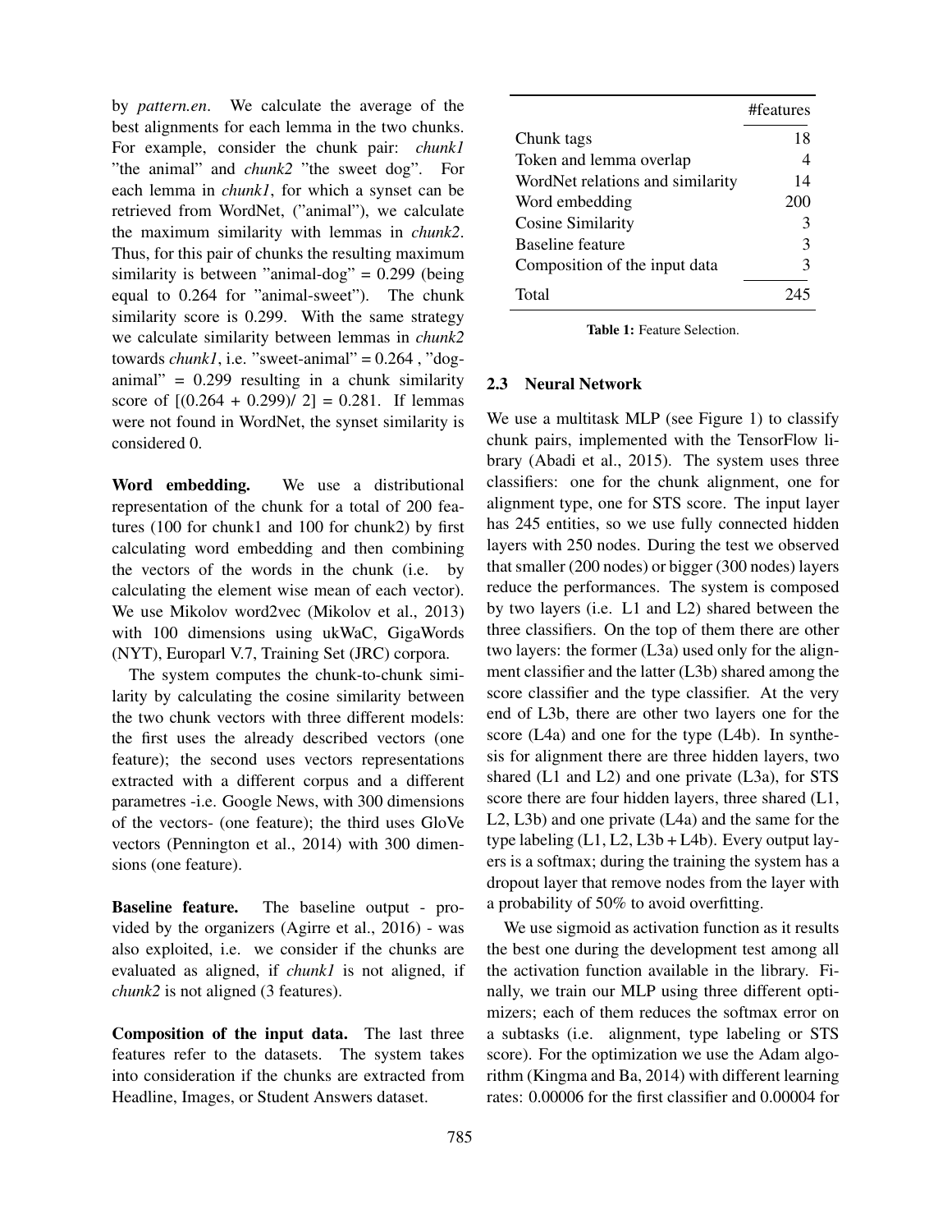by *pattern.en*. We calculate the average of the best alignments for each lemma in the two chunks. For example, consider the chunk pair: *chunk1* "the animal" and *chunk2* "the sweet dog". For each lemma in *chunk1*, for which a synset can be retrieved from WordNet, ("animal"), we calculate the maximum similarity with lemmas in *chunk2*. Thus, for this pair of chunks the resulting maximum similarity is between "animal-dog" = 0.299 (being equal to 0.264 for "animal-sweet"). The chunk similarity score is 0.299. With the same strategy we calculate similarity between lemmas in *chunk2* towards *chunk1*, i.e. "sweet-animal" = 0.264 , "dog-animal" = 0.299 resulting in a chunk similarity score of [(0.264 + 0.299)/ 2] = 0.281. If lemmas were not found in WordNet, the synset similarity is considered 0.

**Word embedding.** We use a distributional representation of the chunk for a total of 200 features (100 for chunk1 and 100 for chunk2) by first calculating word embedding and then combining the vectors of the words in the chunk (i.e. by calculating the element wise mean of each vector). We use Mikolov word2vec (Mikolov et al., 2013) with 100 dimensions using ukWaC, GigaWords (NYT), Europarl V.7, Training Set (JRC) corpora.

The system computes the chunk-to-chunk similarity by calculating the cosine similarity between the two chunk vectors with three different models: the first uses the already described vectors (one feature); the second uses vectors representations extracted with a different corpus and a different parametres -i.e. Google News, with 300 dimensions of the vectors- (one feature); the third uses GloVe vectors (Pennington et al., 2014) with 300 dimensions (one feature).

**Baseline feature.** The baseline output - provided by the organizers (Agirre et al., 2016) - was also exploited, i.e. we consider if the chunks are evaluated as aligned, if *chunk1* is not aligned, if *chunk2* is not aligned (3 features).

**Composition of the input data.** The last three features refer to the datasets. The system takes into consideration if the chunks are extracted from Headline, Images, or Student Answers dataset.

| | #features |
|---|---|
| Chunk tags | 18 |
| Token and lemma overlap | 4 |
| WordNet relations and similarity | 14 |
| Word embedding | 200 |
| Cosine Similarity | 3 |
| Baseline feature | 3 |
| Composition of the input data | 3 |
| Total | 245 |

**Table 1:** Feature Selection.

### 2.3 Neural Network

We use a multitask MLP (see Figure 1) to classify chunk pairs, implemented with the TensorFlow library (Abadi et al., 2015). The system uses three classifiers: one for the chunk alignment, one for alignment type, one for STS score. The input layer has 245 entities, so we use fully connected hidden layers with 250 nodes. During the test we observed that smaller (200 nodes) or bigger (300 nodes) layers reduce the performances. The system is composed by two layers (i.e. L1 and L2) shared between the three classifiers. On the top of them there are other two layers: the former (L3a) used only for the alignment classifier and the latter (L3b) shared among the score classifier and the type classifier. At the very end of L3b, there are other two layers one for the score (L4a) and one for the type (L4b). In synthesis for alignment there are three hidden layers, two shared (L1 and L2) and one private (L3a), for STS score there are four hidden layers, three shared (L1, L2, L3b) and one private (L4a) and the same for the type labeling (L1, L2, L3b + L4b). Every output layers is a softmax; during the training the system has a dropout layer that remove nodes from the layer with a probability of 50% to avoid overfitting.

We use sigmoid as activation function as it results the best one during the development test among all the activation function available in the library. Finally, we train our MLP using three different optimizers; each of them reduces the softmax error on a subtasks (i.e. alignment, type labeling or STS score). For the optimization we use the Adam algorithm (Kingma and Ba, 2014) with different learning rates: 0.00006 for the first classifier and 0.00004 for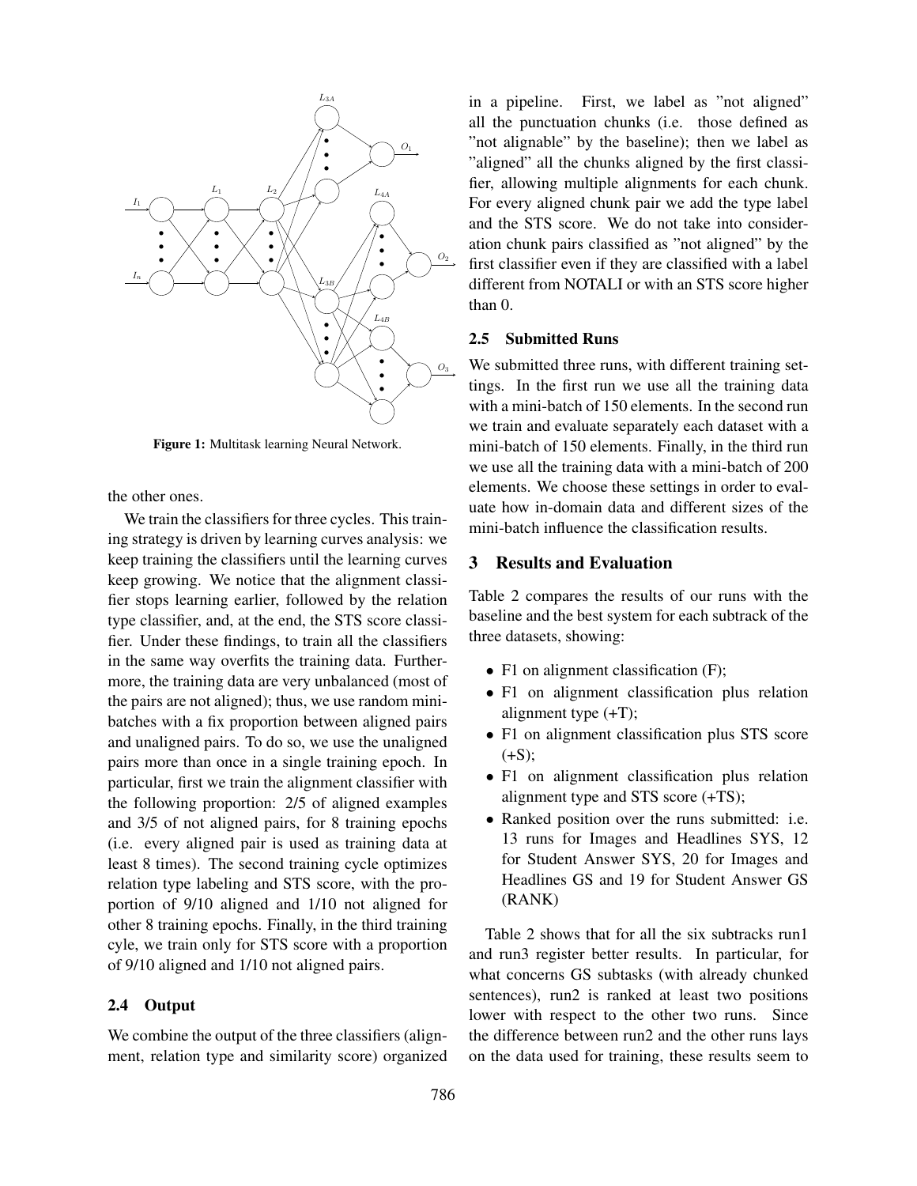Figure 1: Multitask learning Neural Network.

the other ones.

We train the classifiers for three cycles. This training strategy is driven by learning curves analysis: we keep training the classifiers until the learning curves keep growing. We notice that the alignment classifier stops learning earlier, followed by the relation type classifier, and, at the end, the STS score classifier. Under these findings, to train all the classifiers in the same way overfits the training data. Furthermore, the training data are very unbalanced (most of the pairs are not aligned); thus, we use random mini-batches with a fix proportion between aligned pairs and unaligned pairs. To do so, we use the unaligned pairs more than once in a single training epoch. In particular, first we train the alignment classifier with the following proportion: 2/5 of aligned examples and 3/5 of not aligned pairs, for 8 training epochs (i.e. every aligned pair is used as training data at least 8 times). The second training cycle optimizes relation type labeling and STS score, with the proportion of 9/10 aligned and 1/10 not aligned for other 8 training epochs. Finally, in the third training cyle, we train only for STS score with a proportion of 9/10 aligned and 1/10 not aligned pairs.

### 2.4 Output

We combine the output of the three classifiers (alignment, relation type and similarity score) organized in a pipeline. First, we label as "not aligned" all the punctuation chunks (i.e. those defined as "not alignable" by the baseline); then we label as "aligned" all the chunks aligned by the first classifier, allowing multiple alignments for each chunk. For every aligned chunk pair we add the type label and the STS score. We do not take into consideration chunk pairs classified as "not aligned" by the first classifier even if they are classified with a label different from NOTALI or with an STS score higher than 0.

### 2.5 Submitted Runs

We submitted three runs, with different training settings. In the first run we use all the training data with a mini-batch of 150 elements. In the second run we train and evaluate separately each dataset with a mini-batch of 150 elements. Finally, in the third run we use all the training data with a mini-batch of 200 elements. We choose these settings in order to evaluate how in-domain data and different sizes of the mini-batch influence the classification results.

## 3 Results and Evaluation

Table 2 compares the results of our runs with the baseline and the best system for each subtrack of the three datasets, showing:

- F1 on alignment classification (F);
- F1 on alignment classification plus relation alignment type (+T);
- F1 on alignment classification plus STS score (+S);
- F1 on alignment classification plus relation alignment type and STS score (+TS);
- Ranked position over the runs submitted: i.e. 13 runs for Images and Headlines SYS, 12 for Student Answer SYS, 20 for Images and Headlines GS and 19 for Student Answer GS (RANK)

Table 2 shows that for all the six subtracks run1 and run3 register better results. In particular, for what concerns GS subtasks (with already chunked sentences), run2 is ranked at least two positions lower with respect to the other two runs. Since the difference between run2 and the other runs lays on the data used for training, these results seem to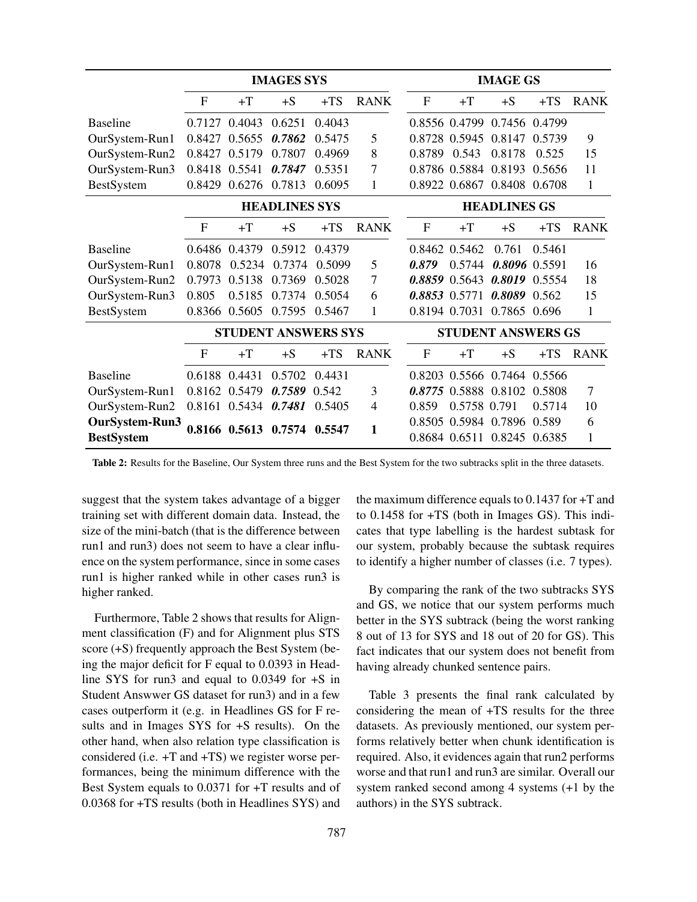| | IMAGES SYS | | | | | IMAGE GS | | | | |
|---|---|---|---|---|---|---|---|---|---|---|
| | F | +T | +S | +TS | RANK | F | +T | +S | +TS | RANK |
| Baseline | 0.7127 | 0.4043 | 0.6251 | 0.4043 | | 0.8556 | 0.4799 | 0.7456 | 0.4799 | |
| OurSystem-Run1 | 0.8427 | 0.5655 | ***0.7862*** | 0.5475 | 5 | 0.8728 | 0.5945 | 0.8147 | 0.5739 | 9 |
| OurSystem-Run2 | 0.8427 | 0.5179 | 0.7807 | 0.4969 | 8 | 0.8789 | 0.543 | 0.8178 | 0.525 | 15 |
| OurSystem-Run3 | 0.8418 | 0.5541 | ***0.7847*** | 0.5351 | 7 | 0.8786 | 0.5884 | 0.8193 | 0.5656 | 11 |
| BestSystem | 0.8429 | 0.6276 | 0.7813 | 0.6095 | 1 | 0.8922 | 0.6867 | 0.8408 | 0.6708 | 1 |
| | HEADLINES SYS | | | | | HEADLINES GS | | | | |
| | F | +T | +S | +TS | RANK | F | +T | +S | +TS | RANK |
| Baseline | 0.6486 | 0.4379 | 0.5912 | 0.4379 | | 0.8462 | 0.5462 | 0.761 | 0.5461 | |
| OurSystem-Run1 | 0.8078 | 0.5234 | 0.7374 | 0.5099 | 5 | ***0.879*** | 0.5744 | ***0.8096*** | 0.5591 | 16 |
| OurSystem-Run2 | 0.7973 | 0.5138 | 0.7369 | 0.5028 | 7 | ***0.8859*** | 0.5643 | ***0.8019*** | 0.5554 | 18 |
| OurSystem-Run3 | 0.805 | 0.5185 | 0.7374 | 0.5054 | 6 | ***0.8853*** | 0.5771 | ***0.8089*** | 0.562 | 15 |
| BestSystem | 0.8366 | 0.5605 | 0.7595 | 0.5467 | 1 | 0.8194 | 0.7031 | 0.7865 | 0.696 | 1 |
| | STUDENT ANSWERS SYS | | | | | STUDENT ANSWERS GS | | | | |
| | F | +T | +S | +TS | RANK | F | +T | +S | +TS | RANK |
| Baseline | 0.6188 | 0.4431 | 0.5702 | 0.4431 | | 0.8203 | 0.5566 | 0.7464 | 0.5566 | |
| OurSystem-Run1 | 0.8162 | 0.5479 | ***0.7589*** | 0.542 | 3 | ***0.8775*** | 0.5888 | 0.8102 | 0.5808 | 7 |
| OurSystem-Run2 | 0.8161 | 0.5434 | ***0.7481*** | 0.5405 | 4 | 0.859 | 0.5758 | 0.791 | 0.5714 | 10 |
| **OurSystem-Run3** | **0.8166** | **0.5613** | **0.7574** | **0.5547** | **1** | 0.8505 | 0.5984 | 0.7896 | 0.589 | 6 |
| **BestSystem** | **0.8166** | **0.5613** | **0.7574** | **0.5547** | **1** | 0.8684 | 0.6511 | 0.8245 | 0.6385 | 1 |

**Table 2:** Results for the Baseline, Our System three runs and the Best System for the two subtracks split in the three datasets.

suggest that the system takes advantage of a bigger training set with different domain data. Instead, the size of the mini-batch (that is the difference between run1 and run3) does not seem to have a clear influence on the system performance, since in some cases run1 is higher ranked while in other cases run3 is higher ranked.

Furthermore, Table 2 shows that results for Alignment classification (F) and for Alignment plus STS score (+S) frequently approach the Best System (being the major deficit for F equal to 0.0393 in Headline SYS for run3 and equal to 0.0349 for +S in Student Answwer GS dataset for run3) and in a few cases outperform it (e.g. in Headlines GS for F results and in Images SYS for +S results). On the other hand, when also relation type classification is considered (i.e. +T and +TS) we register worse performances, being the minimum difference with the Best System equals to 0.0371 for +T results and of 0.0368 for +TS results (both in Headlines SYS) and the maximum difference equals to 0.1437 for +T and to 0.1458 for +TS (both in Images GS). This indicates that type labelling is the hardest subtask for our system, probably because the subtask requires to identify a higher number of classes (i.e. 7 types).

By comparing the rank of the two subtracks SYS and GS, we notice that our system performs much better in the SYS subtrack (being the worst ranking 8 out of 13 for SYS and 18 out of 20 for GS). This fact indicates that our system does not benefit from having already chunked sentence pairs.

Table 3 presents the final rank calculated by considering the mean of +TS results for the three datasets. As previously mentioned, our system performs relatively better when chunk identification is required. Also, it evidences again that run2 performs worse and that run1 and run3 are similar. Overall our system ranked second among 4 systems (+1 by the authors) in the SYS subtrack.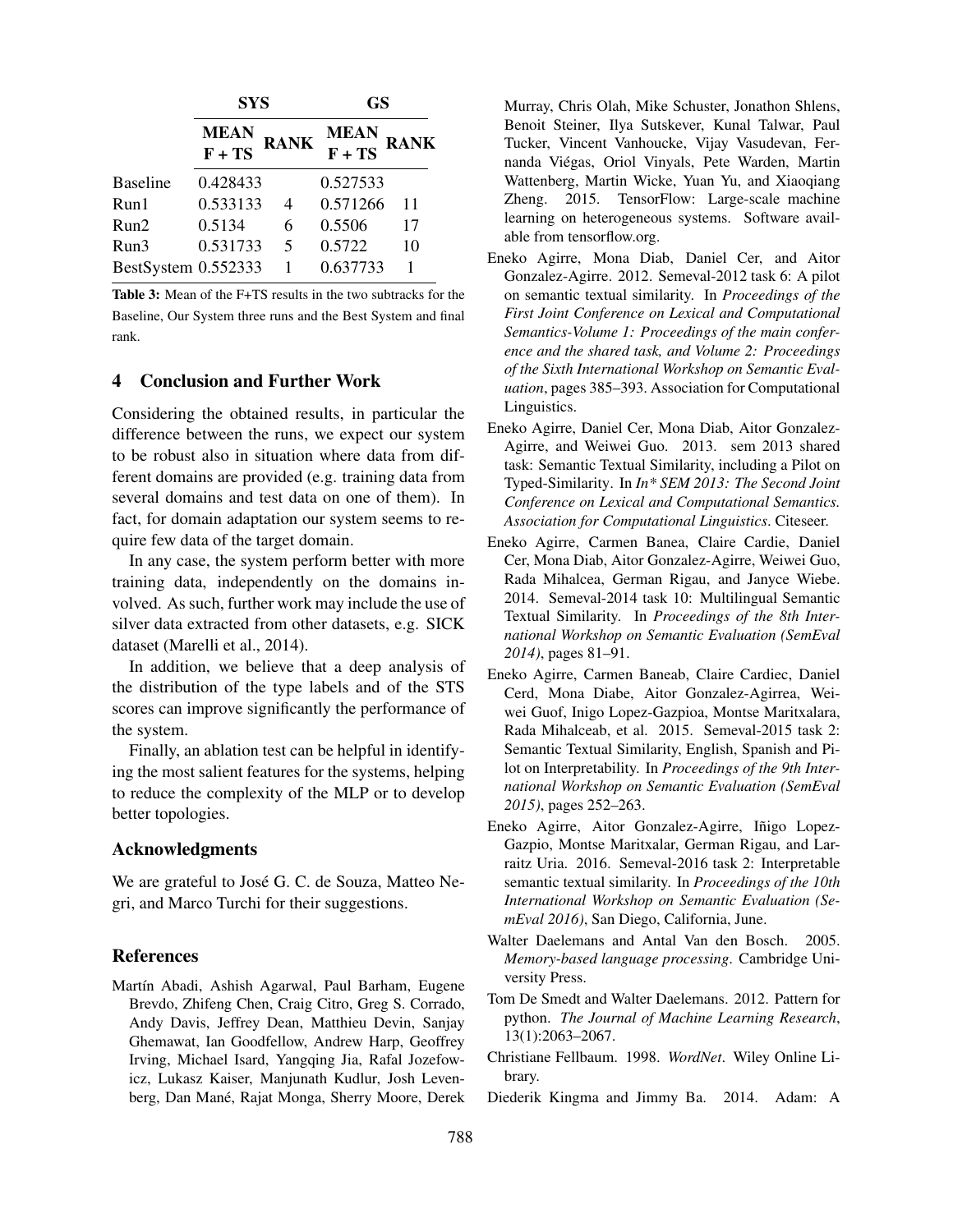| | SYS | | GS | |
|---|---|---|---|---|
| | MEAN F + TS | RANK | MEAN F + TS | RANK |
| Baseline | 0.428433 | | 0.527533 | |
| Run1 | 0.533133 | 4 | 0.571266 | 11 |
| Run2 | 0.5134 | 6 | 0.5506 | 17 |
| Run3 | 0.531733 | 5 | 0.5722 | 10 |
| BestSystem | 0.552333 | 1 | 0.637733 | 1 |

**Table 3:** Mean of the F+TS results in the two subtracks for the Baseline, Our System three runs and the Best System and final rank.

## 4 Conclusion and Further Work

Considering the obtained results, in particular the difference between the runs, we expect our system to be robust also in situation where data from different domains are provided (e.g. training data from several domains and test data on one of them). In fact, for domain adaptation our system seems to require few data of the target domain.

In any case, the system perform better with more training data, independently on the domains involved. As such, further work may include the use of silver data extracted from other datasets, e.g. SICK dataset (Marelli et al., 2014).

In addition, we believe that a deep analysis of the distribution of the type labels and of the STS scores can improve significantly the performance of the system.

Finally, an ablation test can be helpful in identifying the most salient features for the systems, helping to reduce the complexity of the MLP or to develop better topologies.

## Acknowledgments

We are grateful to José G. C. de Souza, Matteo Negri, and Marco Turchi for their suggestions.

## References

Martín Abadi, Ashish Agarwal, Paul Barham, Eugene Brevdo, Zhifeng Chen, Craig Citro, Greg S. Corrado, Andy Davis, Jeffrey Dean, Matthieu Devin, Sanjay Ghemawat, Ian Goodfellow, Andrew Harp, Geoffrey Irving, Michael Isard, Yangqing Jia, Rafal Jozefowicz, Lukasz Kaiser, Manjunath Kudlur, Josh Levenberg, Dan Mané, Rajat Monga, Sherry Moore, Derek Murray, Chris Olah, Mike Schuster, Jonathon Shlens, Benoit Steiner, Ilya Sutskever, Kunal Talwar, Paul Tucker, Vincent Vanhoucke, Vijay Vasudevan, Fernanda Viégas, Oriol Vinyals, Pete Warden, Martin Wattenberg, Martin Wicke, Yuan Yu, and Xiaoqiang Zheng. 2015. TensorFlow: Large-scale machine learning on heterogeneous systems. Software available from tensorflow.org.

Eneko Agirre, Mona Diab, Daniel Cer, and Aitor Gonzalez-Agirre. 2012. Semeval-2012 task 6: A pilot on semantic textual similarity. In *Proceedings of the First Joint Conference on Lexical and Computational Semantics-Volume 1: Proceedings of the main conference and the shared task, and Volume 2: Proceedings of the Sixth International Workshop on Semantic Evaluation*, pages 385–393. Association for Computational Linguistics.

Eneko Agirre, Daniel Cer, Mona Diab, Aitor Gonzalez-Agirre, and Weiwei Guo. 2013. sem 2013 shared task: Semantic Textual Similarity, including a Pilot on Typed-Similarity. In *In* SEM 2013: The Second Joint Conference on Lexical and Computational Semantics. Association for Computational Linguistics*. Citeseer.

Eneko Agirre, Carmen Banea, Claire Cardie, Daniel Cer, Mona Diab, Aitor Gonzalez-Agirre, Weiwei Guo, Rada Mihalcea, German Rigau, and Janyce Wiebe. 2014. Semeval-2014 task 10: Multilingual Semantic Textual Similarity. In *Proceedings of the 8th International Workshop on Semantic Evaluation (SemEval 2014)*, pages 81–91.

Eneko Agirre, Carmen Baneab, Claire Cardiec, Daniel Cerd, Mona Diabe, Aitor Gonzalez-Agirrea, Weiwei Guof, Inigo Lopez-Gazpioa, Montse Maritxalara, Rada Mihalceab, et al. 2015. Semeval-2015 task 2: Semantic Textual Similarity, English, Spanish and Pilot on Interpretability. In *Proceedings of the 9th International Workshop on Semantic Evaluation (SemEval 2015)*, pages 252–263.

Eneko Agirre, Aitor Gonzalez-Agirre, Iñigo Lopez-Gazpio, Montse Maritxalar, German Rigau, and Larraitz Uria. 2016. Semeval-2016 task 2: Interpretable semantic textual similarity. In *Proceedings of the 10th International Workshop on Semantic Evaluation (SemEval 2016)*, San Diego, California, June.

Walter Daelemans and Antal Van den Bosch. 2005. *Memory-based language processing*. Cambridge University Press.

Tom De Smedt and Walter Daelemans. 2012. Pattern for python. *The Journal of Machine Learning Research*, 13(1):2063–2067.

Christiane Fellbaum. 1998. *WordNet*. Wiley Online Library.

Diederik Kingma and Jimmy Ba. 2014. Adam: A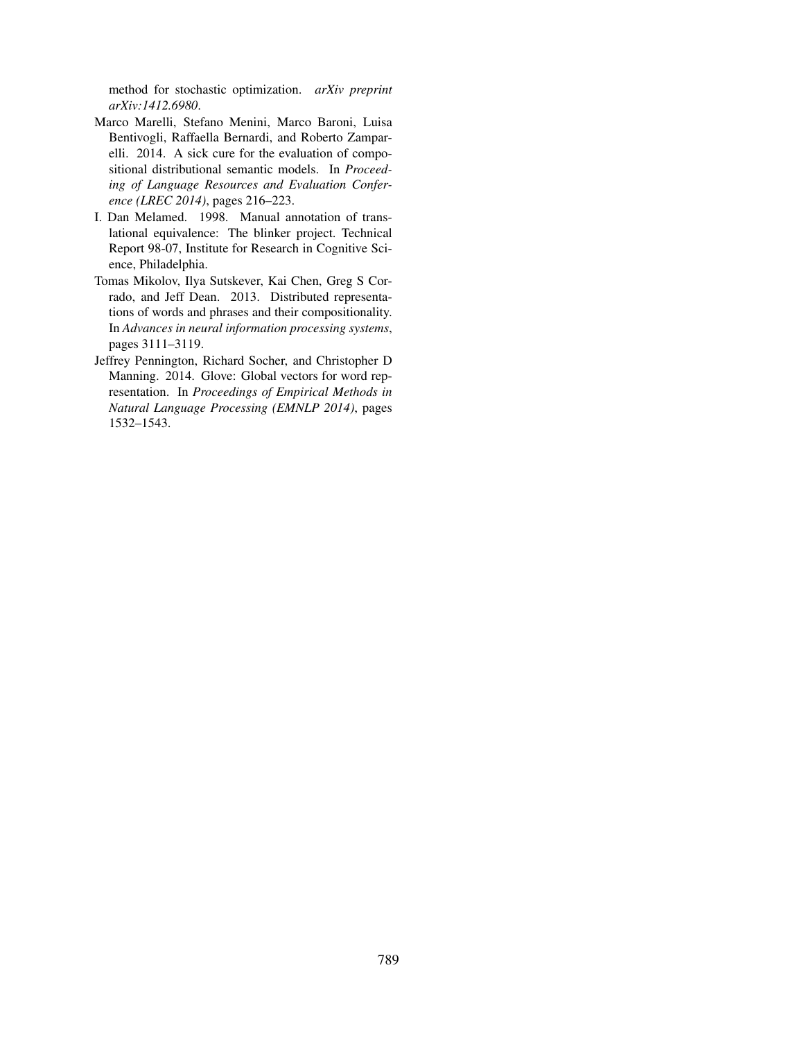method for stochastic optimization. *arXiv preprint arXiv:1412.6980*.

Marco Marelli, Stefano Menini, Marco Baroni, Luisa Bentivogli, Raffaella Bernardi, and Roberto Zamparelli. 2014. A sick cure for the evaluation of compositional distributional semantic models. In *Proceeding of Language Resources and Evaluation Conference (LREC 2014)*, pages 216–223.

I. Dan Melamed. 1998. Manual annotation of translational equivalence: The blinker project. Technical Report 98-07, Institute for Research in Cognitive Science, Philadelphia.

Tomas Mikolov, Ilya Sutskever, Kai Chen, Greg S Corrado, and Jeff Dean. 2013. Distributed representations of words and phrases and their compositionality. In *Advances in neural information processing systems*, pages 3111–3119.

Jeffrey Pennington, Richard Socher, and Christopher D Manning. 2014. Glove: Global vectors for word representation. In *Proceedings of Empirical Methods in Natural Language Processing (EMNLP 2014)*, pages 1532–1543.